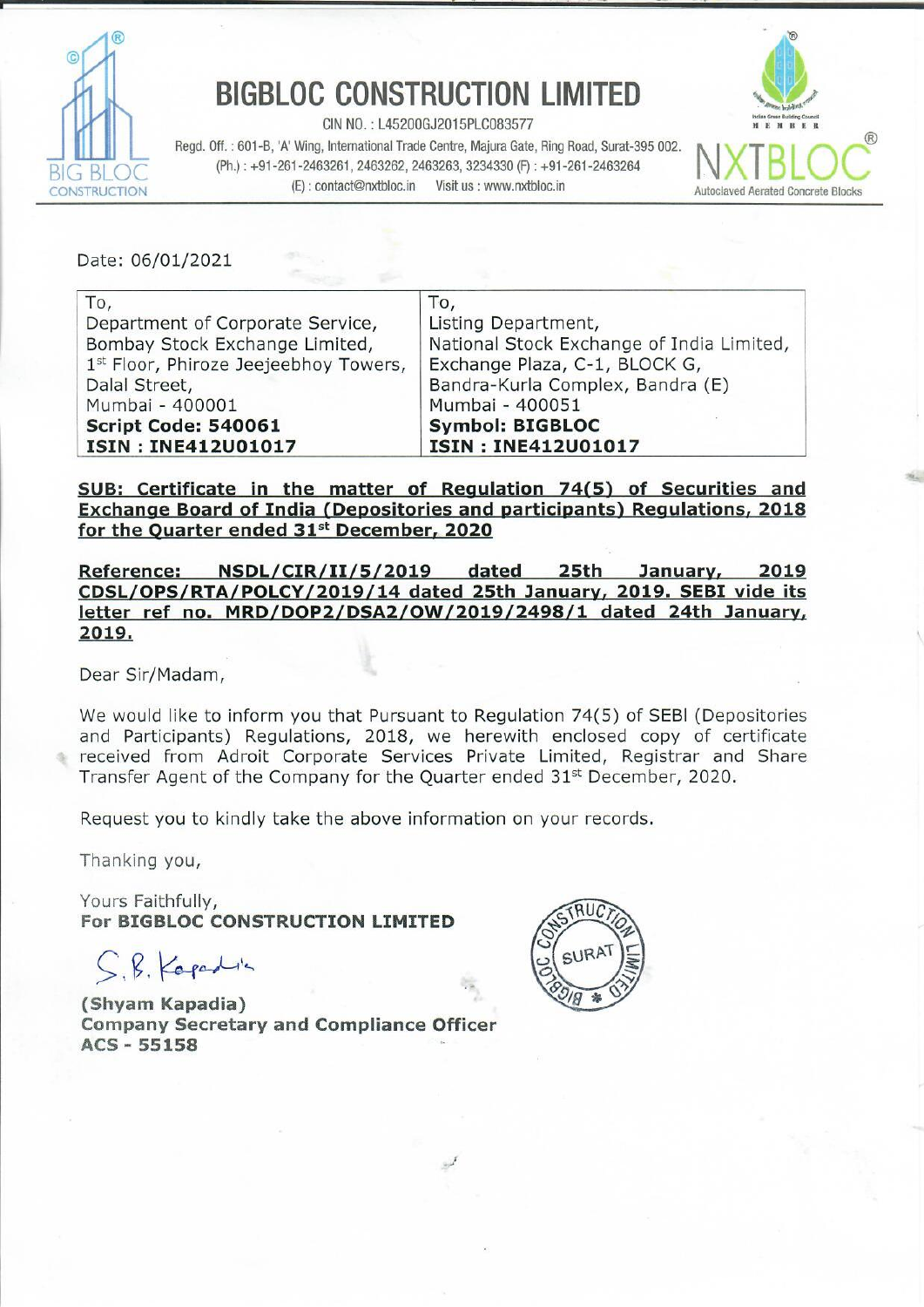# BIGBLOC CONSTRUCTION LIMITED

CIN NO. : L45200GJ2015PLC083577

Regd. Off. : 601-B, 'A' Wing, International Trade Centre, Majura Gate, Ring Road, Surat-395 002.
(Ph.) : +91-261-2463261, 2463262, 2463263, 3234330 (F) : +91-261-2463264
(E) : contact@nxtbloc.in Visit us : www.nxtbloc.in

NXTBLOC — Autoclaved Aerated Concrete Blocks

Date: 06/01/2021

| To, | To, |
|---|---|
| Department of Corporate Service, | Listing Department, |
| Bombay Stock Exchange Limited, | National Stock Exchange of India Limited, |
| 1st Floor, Phiroze Jeejeebhoy Towers, | Exchange Plaza, C-1, BLOCK G, |
| Dalal Street, | Bandra-Kurla Complex, Bandra (E) |
| Mumbai - 400001 | Mumbai - 400051 |
| **Script Code: 540061** | **Symbol: BIGBLOC** |
| **ISIN : INE412U01017** | **ISIN : INE412U01017** |

**SUB: Certificate in the matter of Regulation 74(5) of Securities and Exchange Board of India (Depositories and participants) Regulations, 2018 for the Quarter ended 31st December, 2020**

**Reference: NSDL/CIR/II/5/2019 dated 25th January, 2019 CDSL/OPS/RTA/POLCY/2019/14 dated 25th January, 2019. SEBI vide its letter ref no. MRD/DOP2/DSA2/OW/2019/2498/1 dated 24th January, 2019.**

Dear Sir/Madam,

We would like to inform you that Pursuant to Regulation 74(5) of SEBI (Depositories and Participants) Regulations, 2018, we herewith enclosed copy of certificate received from Adroit Corporate Services Private Limited, Registrar and Share Transfer Agent of the Company for the Quarter ended 31st December, 2020.

Request you to kindly take the above information on your records.

Thanking you,

Yours Faithfully,
**For BIGBLOC CONSTRUCTION LIMITED**

S. B. Kapadia

**(Shyam Kapadia)**
**Company Secretary and Compliance Officer**
**ACS - 55158**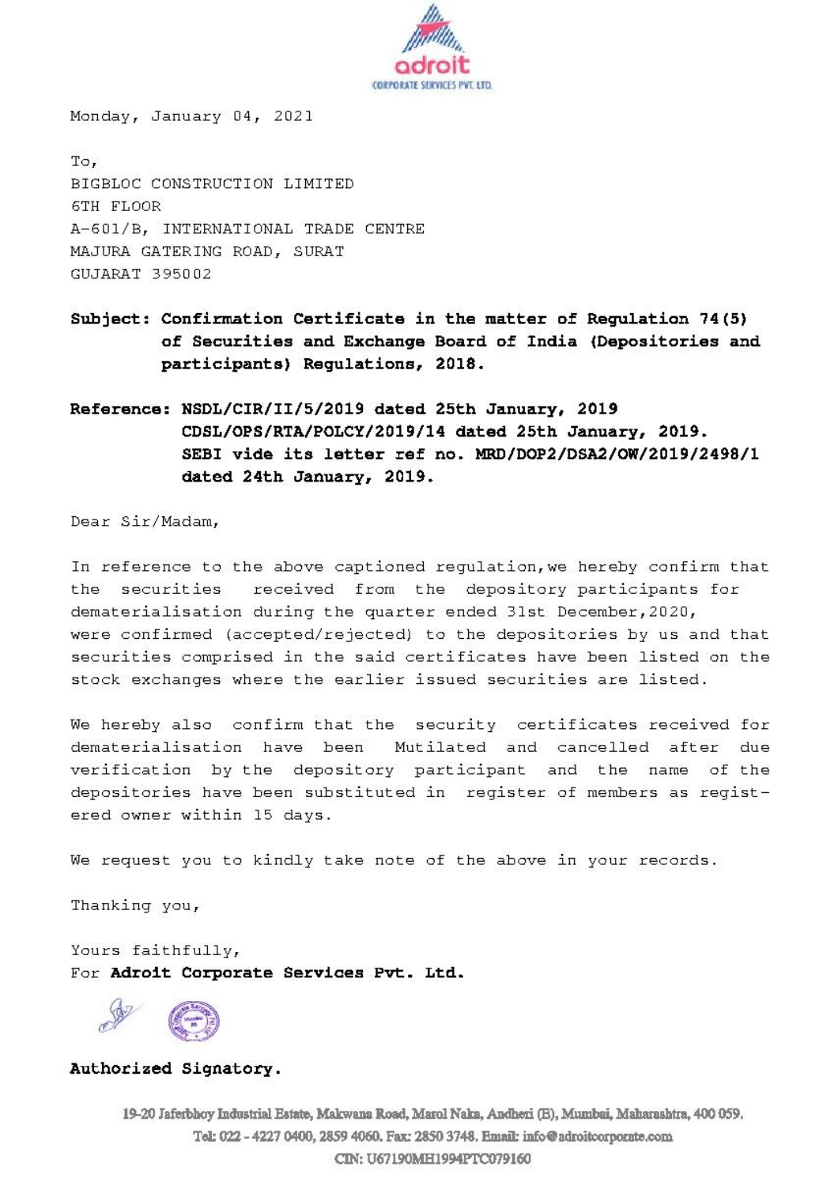adroit

CORPORATE SERVICES PVT. LTD.

Monday, January 04, 2021

To,
BIGBLOC CONSTRUCTION LIMITED
6TH FLOOR
A-601/B, INTERNATIONAL TRADE CENTRE
MAJURA GATERING ROAD, SURAT
GUJARAT 395002

**Subject: Confirmation Certificate in the matter of Regulation 74(5) of Securities and Exchange Board of India (Depositories and participants) Regulations, 2018.**

**Reference: NSDL/CIR/II/5/2019 dated 25th January, 2019**
**CDSL/OPS/RTA/POLCY/2019/14 dated 25th January, 2019.**
**SEBI vide its letter ref no. MRD/DOP2/DSA2/OW/2019/2498/1 dated 24th January, 2019.**

Dear Sir/Madam,

In reference to the above captioned regulation, we hereby confirm that the securities received from the depository participants for dematerialisation during the quarter ended 31st December, 2020, were confirmed (accepted/rejected) to the depositories by us and that securities comprised in the said certificates have been listed on the stock exchanges where the earlier issued securities are listed.

We hereby also confirm that the security certificates received for dematerialisation have been Mutilated and cancelled after due verification by the depository participant and the name of the depositories have been substituted in register of members as registered owner within 15 days.

We request you to kindly take note of the above in your records.

Thanking you,

Yours faithfully,
For **Adroit Corporate Services Pvt. Ltd.**

**Authorized Signatory.**

19-20 Jaferbhoy Industrial Estate, Makwana Road, Marol Naka, Andheri (E), Mumbai, Maharashtra, 400 059.
Tel: 022 - 4227 0400, 2859 4060. Fax: 2850 3748. Email: info@adroitcorporate.com
CIN: U67190MH1994PTC079160